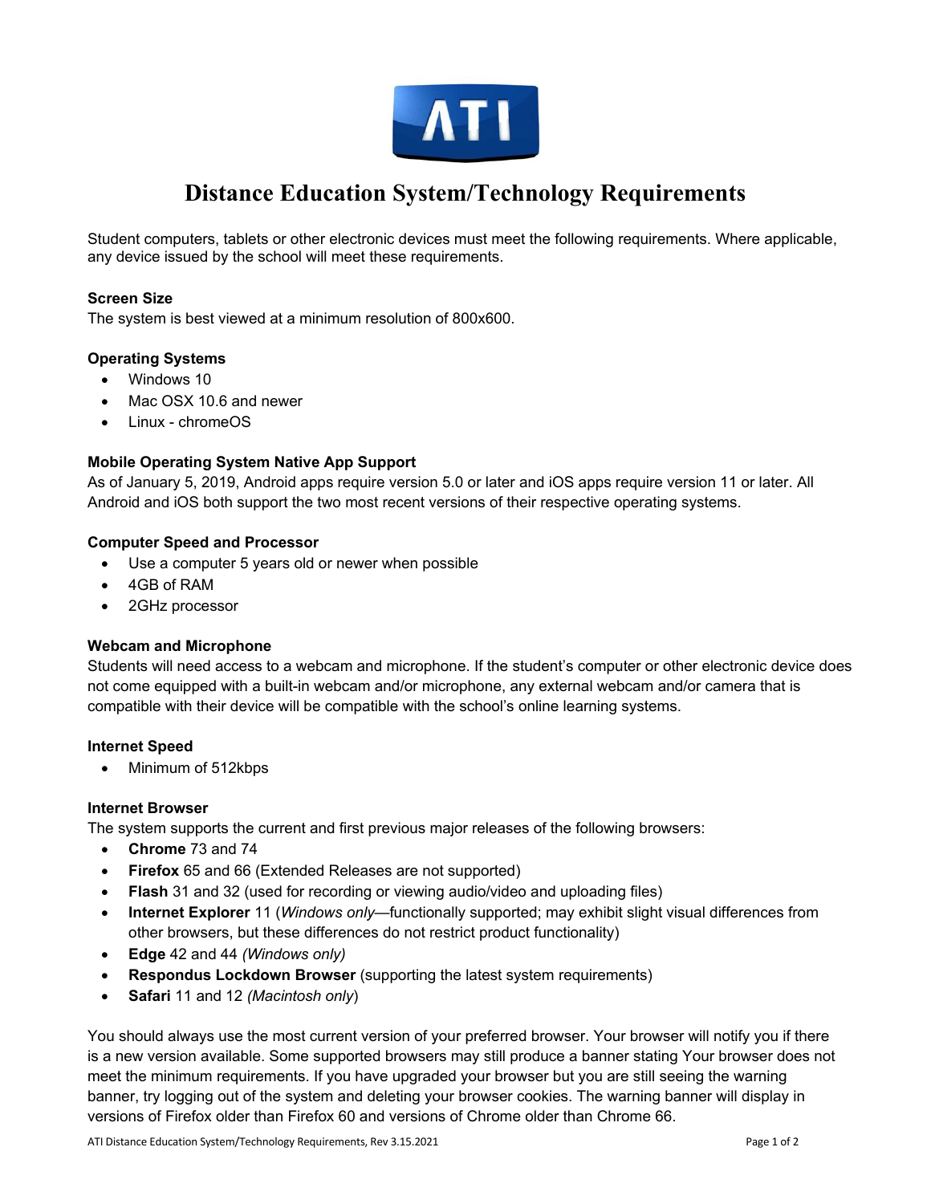# Distance Education System/Technology Requirements

Student computers, tablets or other electronic devices must meet the following requirements. Where applicable, any device issued by the school will meet these requirements.

**Screen Size**

The system is best viewed at a minimum resolution of 800x600.

**Operating Systems**

- Windows 10
- Mac OSX 10.6 and newer
- Linux - chromeOS

**Mobile Operating System Native App Support**

As of January 5, 2019, Android apps require version 5.0 or later and iOS apps require version 11 or later. All Android and iOS both support the two most recent versions of their respective operating systems.

**Computer Speed and Processor**

- Use a computer 5 years old or newer when possible
- 4GB of RAM
- 2GHz processor

**Webcam and Microphone**

Students will need access to a webcam and microphone. If the student's computer or other electronic device does not come equipped with a built-in webcam and/or microphone, any external webcam and/or camera that is compatible with their device will be compatible with the school's online learning systems.

**Internet Speed**

- Minimum of 512kbps

**Internet Browser**

The system supports the current and first previous major releases of the following browsers:

- **Chrome** 73 and 74
- **Firefox** 65 and 66 (Extended Releases are not supported)
- **Flash** 31 and 32 (used for recording or viewing audio/video and uploading files)
- **Internet Explorer** 11 (*Windows only*—functionally supported; may exhibit slight visual differences from other browsers, but these differences do not restrict product functionality)
- **Edge** 42 and 44 *(Windows only)*
- **Respondus Lockdown Browser** (supporting the latest system requirements)
- **Safari** 11 and 12 *(Macintosh only)*

You should always use the most current version of your preferred browser. Your browser will notify you if there is a new version available. Some supported browsers may still produce a banner stating Your browser does not meet the minimum requirements. If you have upgraded your browser but you are still seeing the warning banner, try logging out of the system and deleting your browser cookies. The warning banner will display in versions of Firefox older than Firefox 60 and versions of Chrome older than Chrome 66.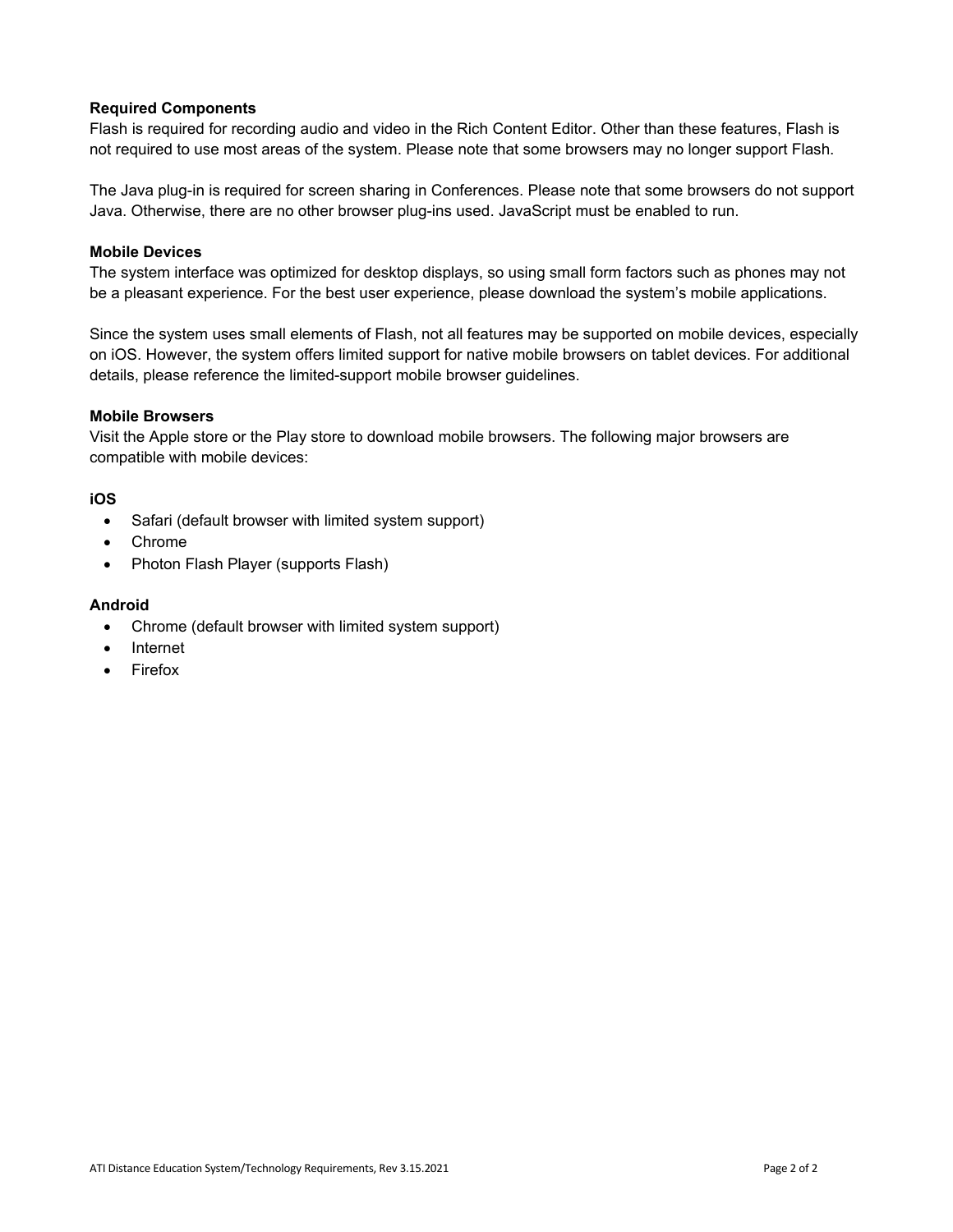**Required Components**

Flash is required for recording audio and video in the Rich Content Editor. Other than these features, Flash is not required to use most areas of the system. Please note that some browsers may no longer support Flash.

The Java plug-in is required for screen sharing in Conferences. Please note that some browsers do not support Java. Otherwise, there are no other browser plug-ins used. JavaScript must be enabled to run.

**Mobile Devices**

The system interface was optimized for desktop displays, so using small form factors such as phones may not be a pleasant experience. For the best user experience, please download the system's mobile applications.

Since the system uses small elements of Flash, not all features may be supported on mobile devices, especially on iOS. However, the system offers limited support for native mobile browsers on tablet devices. For additional details, please reference the limited-support mobile browser guidelines.

**Mobile Browsers**

Visit the Apple store or the Play store to download mobile browsers. The following major browsers are compatible with mobile devices:

**iOS**

- Safari (default browser with limited system support)
- Chrome
- Photon Flash Player (supports Flash)

**Android**

- Chrome (default browser with limited system support)
- Internet
- Firefox